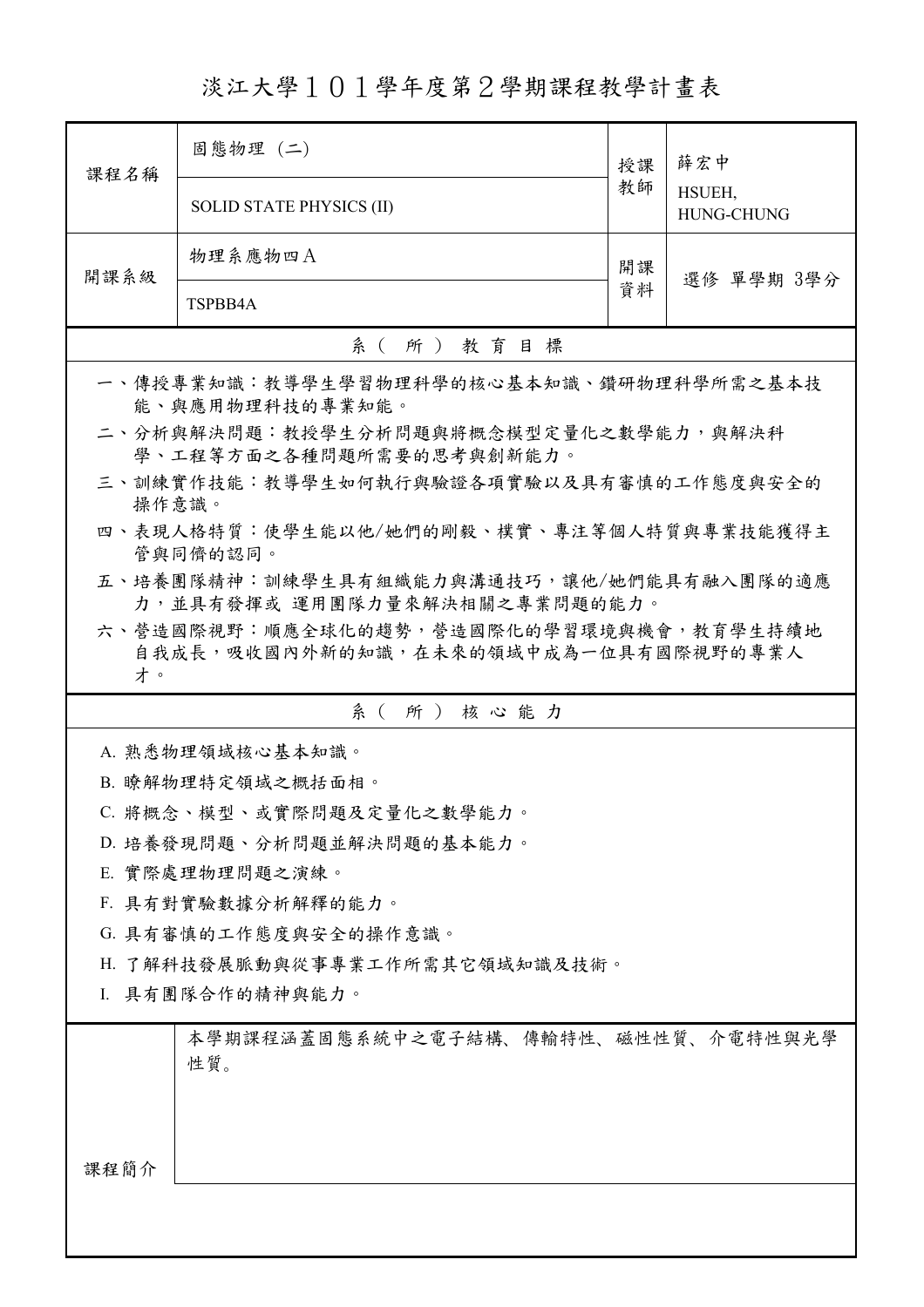# 淡江大學１０１學年度第２學期課程教學計畫表

| 課程名稱 | 固態物理 (二) | 授課教師 | 薛宏中 |
|---|---|---|---|
| | SOLID STATE PHYSICS (II) | | HSUEH, HUNG-CHUNG |
| 開課系級 | 物理系應物四Ａ | 開課資料 | 選修 單學期 3學分 |
| | TSPBB4A | | |

## 系（所）教育目標

一、傳授專業知識：教導學生學習物理科學的核心基本知識、鑽研物理科學所需之基本技能、與應用物理科技的專業知能。

二、分析與解決問題：教授學生分析問題與將概念模型定量化之數學能力，與解決科學、工程等方面之各種問題所需要的思考與創新能力。

三、訓練實作技能：教導學生如何執行與驗證各項實驗以及具有審慎的工作態度與安全的操作意識。

四、表現人格特質：使學生能以他/她們的剛毅、樸實、專注等個人特質與專業技能獲得主管與同儕的認同。

五、培養團隊精神：訓練學生具有組織能力與溝通技巧，讓他/她們能具有融入團隊的適應力，並具有發揮或 運用團隊力量來解決相關之專業問題的能力。

六、營造國際視野：順應全球化的趨勢，營造國際化的學習環境與機會，教育學生持續地自我成長，吸收國內外新的知識，在未來的領域中成為一位具有國際視野的專業人才。

## 系（所）核心能力

A. 熟悉物理領域核心基本知識。

B. 瞭解物理特定領域之概括面相。

C. 將概念、模型、或實際問題及定量化之數學能力。

D. 培養發現問題、分析問題並解決問題的基本能力。

E. 實際處理物理問題之演練。

F. 具有對實驗數據分析解釋的能力。

G. 具有審慎的工作態度與安全的操作意識。

H. 了解科技發展脈動與從事專業工作所需其它領域知識及技術。

I. 具有團隊合作的精神與能力。

| 課程簡介 | 本學期課程涵蓋固態系統中之電子結構、傳輸特性、磁性性質、介電特性與光學性質。 |
|---|---|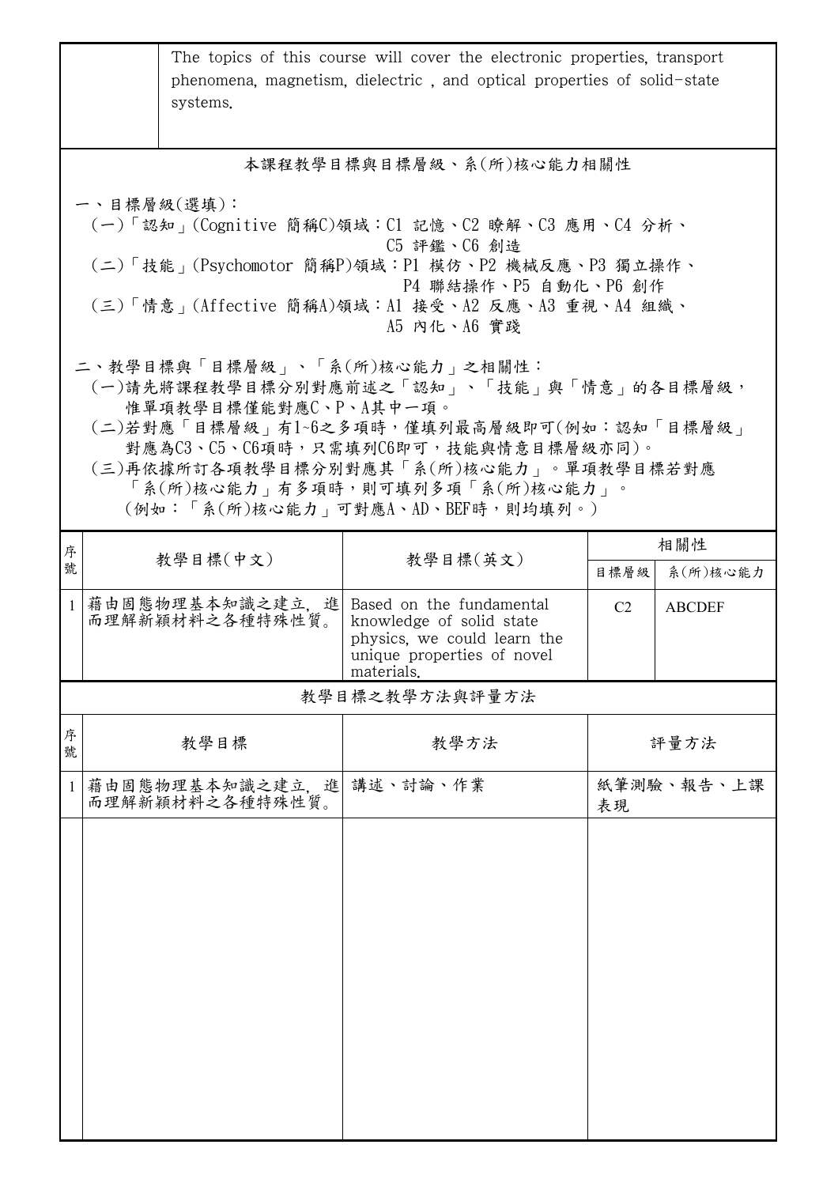| | |
|---|---|
| | The topics of this course will cover the electronic properties, transport phenomena, magnetism, dielectric , and optical properties of solid-state systems. |

## 本課程教學目標與目標層級、系(所)核心能力相關性

一、目標層級(選填)：

(一)「認知」(Cognitive 簡稱C)領域：C1 記憶、C2 瞭解、C3 應用、C4 分析、C5 評鑑、C6 創造

(二)「技能」(Psychomotor 簡稱P)領域：P1 模仿、P2 機械反應、P3 獨立操作、P4 聯結操作、P5 自動化、P6 創作

(三)「情意」(Affective 簡稱A)領域：A1 接受、A2 反應、A3 重視、A4 組織、A5 內化、A6 實踐

二、教學目標與「目標層級」、「系(所)核心能力」之相關性：

(一)請先將課程教學目標分別對應前述之「認知」、「技能」與「情意」的各目標層級，惟單項教學目標僅能對應C、P、A其中一項。

(二)若對應「目標層級」有1~6之多項時，僅填列最高層級即可(例如：認知「目標層級」對應為C3、C5、C6項時，只需填列C6即可，技能與情意目標層級亦同)。

(三)再依據所訂各項教學目標分別對應其「系(所)核心能力」。單項教學目標若對應「系(所)核心能力」有多項時，則可填列多項「系(所)核心能力」。(例如：「系(所)核心能力」可對應A、AD、BEF時，則均填列。)

| 序號 | 教學目標(中文) | 教學目標(英文) | 相關性 | |
|---|---|---|---|---|
| | | | 目標層級 | 系(所)核心能力 |
| 1 | 藉由固態物理基本知識之建立, 進而理解新穎材料之各種特殊性質。 | Based on the fundamental knowledge of solid state physics, we could learn the unique properties of novel materials. | C2 | ABCDEF |

## 教學目標之教學方法與評量方法

| 序號 | 教學目標 | 教學方法 | 評量方法 |
|---|---|---|---|
| 1 | 藉由固態物理基本知識之建立, 進而理解新穎材料之各種特殊性質。 | 講述、討論、作業 | 紙筆測驗、報告、上課表現 |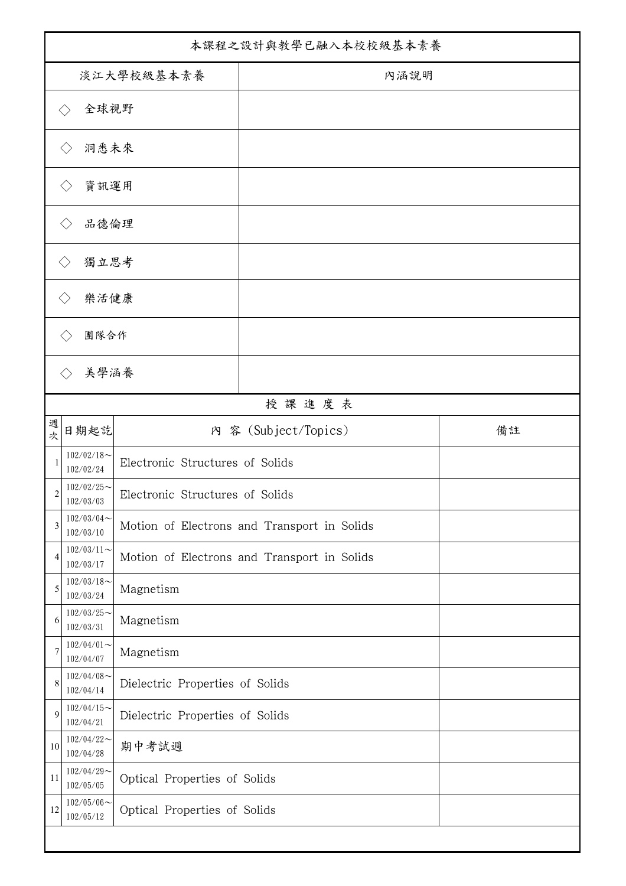| 本課程之設計與教學已融入本校校級基本素養 | |
|---|---|
| 淡江大學校級基本素養 | 內涵說明 |
| ◇ 全球視野 | |
| ◇ 洞悉未來 | |
| ◇ 資訊運用 | |
| ◇ 品德倫理 | |
| ◇ 獨立思考 | |
| ◇ 樂活健康 | |
| ◇ 團隊合作 | |
| ◇ 美學涵養 | |

授 課 進 度 表

| 週次 | 日期起訖 | 內 容 (Subject/Topics) | 備註 |
|---|---|---|---|
| 1 | 102/02/18～102/02/24 | Electronic Structures of Solids | |
| 2 | 102/02/25～102/03/03 | Electronic Structures of Solids | |
| 3 | 102/03/04～102/03/10 | Motion of Electrons and Transport in Solids | |
| 4 | 102/03/11～102/03/17 | Motion of Electrons and Transport in Solids | |
| 5 | 102/03/18～102/03/24 | Magnetism | |
| 6 | 102/03/25～102/03/31 | Magnetism | |
| 7 | 102/04/01～102/04/07 | Magnetism | |
| 8 | 102/04/08～102/04/14 | Dielectric Properties of Solids | |
| 9 | 102/04/15～102/04/21 | Dielectric Properties of Solids | |
| 10 | 102/04/22～102/04/28 | 期中考試週 | |
| 11 | 102/04/29～102/05/05 | Optical Properties of Solids | |
| 12 | 102/05/06～102/05/12 | Optical Properties of Solids | |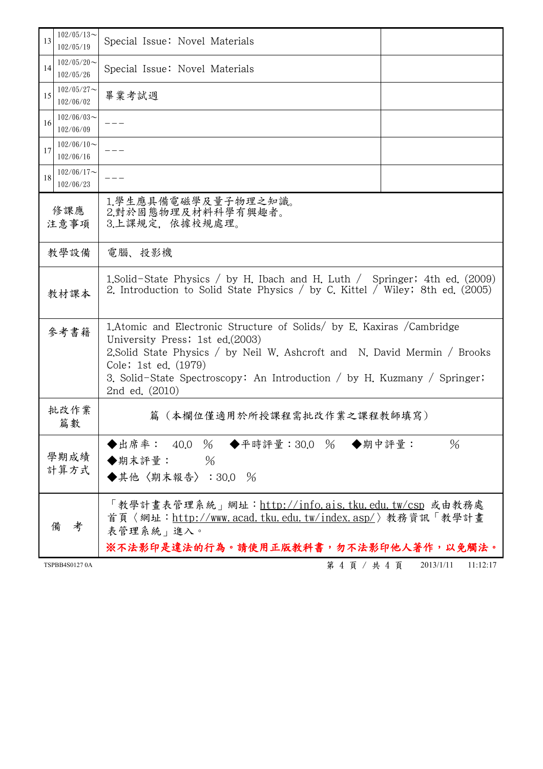| | | | |
|---|---|---|---|
| 13 | 102/05/13～<br>102/05/19 | Special Issue：Novel Materials | |
| 14 | 102/05/20～<br>102/05/26 | Special Issue：Novel Materials | |
| 15 | 102/05/27～<br>102/06/02 | 畢業考試週 | |
| 16 | 102/06/03～<br>102/06/09 | --- | |
| 17 | 102/06/10～<br>102/06/16 | --- | |
| 18 | 102/06/17～<br>102/06/23 | --- | |

| | |
|---|---|
| 修課應注意事項 | 1.學生應具備電磁學及量子物理之知識。<br>2.對於固態物理及材料科學有興趣者。<br>3.上課規定，依據校規處理。 |
| 教學設備 | 電腦、投影機 |
| 教材課本 | 1.Solid-State Physics / by H. Ibach and H. Luth / Springer; 4th ed. (2009)<br>2. Introduction to Solid State Physics / by C. Kittel / Wiley; 8th ed. (2005) |
| 參考書籍 | 1.Atomic and Electronic Structure of Solids/ by E. Kaxiras /Cambridge University Press; 1st ed.(2003)<br>2.Solid State Physics / by Neil W. Ashcroft and N. David Mermin / Brooks Cole; 1st ed. (1979)<br>3. Solid-State Spectroscopy: An Introduction / by H. Kuzmany / Springer; 2nd ed. (2010) |
| 批改作業篇數 | 篇（本欄位僅適用於所授課程需批改作業之課程教師填寫） |
| 學期成績計算方式 | ◆出席率： 40.0 ％ ◆平時評量：30.0 ％ ◆期中評量： ％<br>◆期末評量： ％<br>◆其他〈期末報告〉：30.0 ％ |
| 備考 | 「教學計畫表管理系統」網址：http://info.ais.tku.edu.tw/csp 或由教務處首頁〈網址：http://www.acad.tku.edu.tw/index.asp/〉教務資訊「教學計畫表管理系統」進入。<br>**※不法影印是違法的行為。請使用正版教科書，勿不法影印他人著作，以免觸法。** |

TSPBB4S0127 0A　　2013/1/11　11:12:17